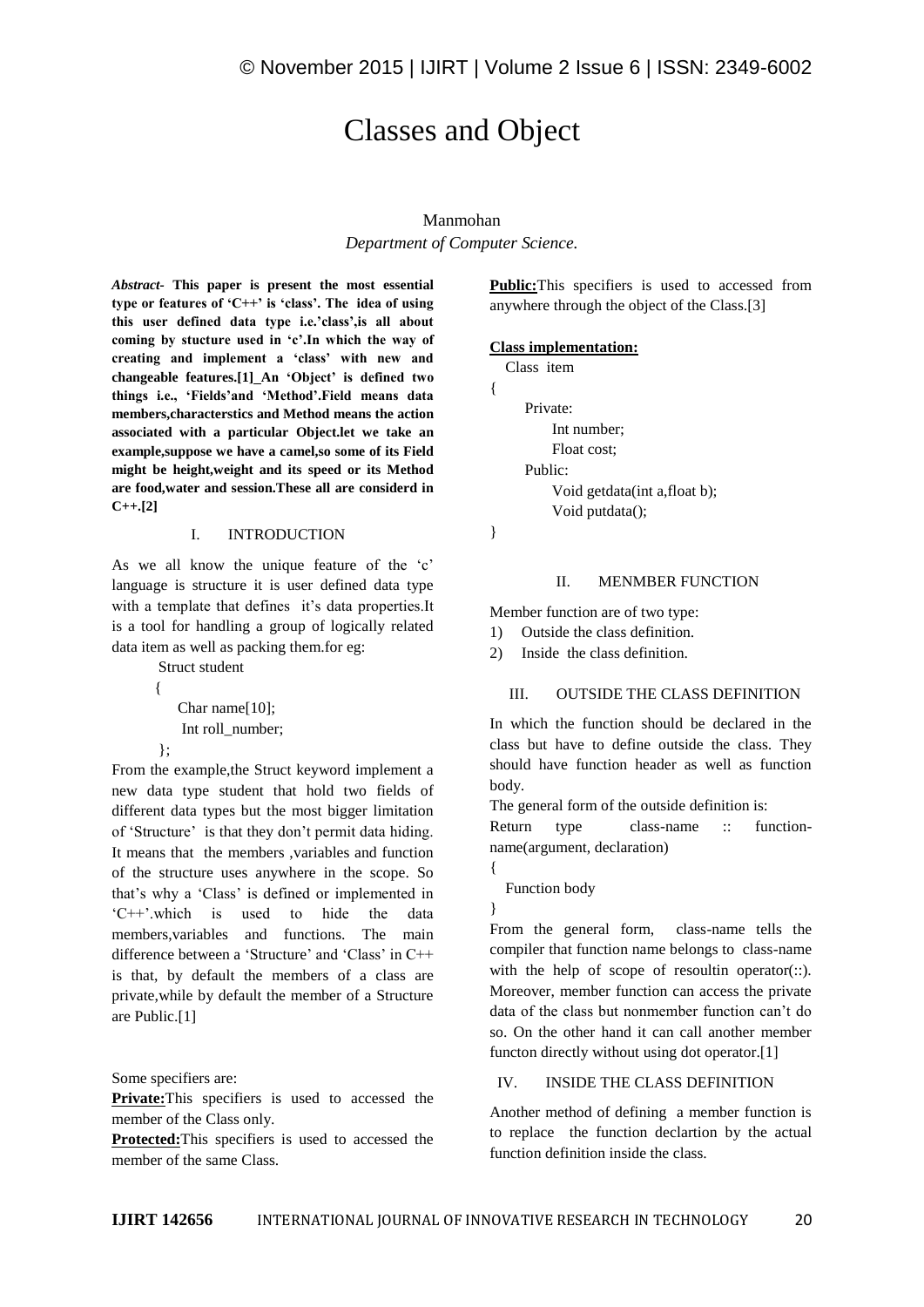# Classes and Object

Manmohan

*Department of Computer Science.*

***Abstract*- This paper is present the most essential type or features of 'C++' is 'class'. The idea of using this user defined data type i.e.'class',is all about coming by stucture used in 'c'.In which the way of creating and implement a 'class' with new and changeable features.[1] An 'Object' is defined two things i.e., 'Fields'and 'Method'.Field means data members,characterstics and Method means the action associated with a particular Object.let we take an example,suppose we have a camel,so some of its Field might be height,weight and its speed or its Method are food,water and session.These all are considerd in C++.[2]**

## I. INTRODUCTION

As we all know the unique feature of the 'c' language is structure it is user defined data type with a template that defines it's data properties.It is a tool for handling a group of logically related data item as well as packing them.for eg:

```
Struct student
{
    Char name[10];
    Int roll_number;
};
```

From the example,the Struct keyword implement a new data type student that hold two fields of different data types but the most bigger limitation of 'Structure' is that they don't permit data hiding. It means that the members ,variables and function of the structure uses anywhere in the scope. So that's why a 'Class' is defined or implemented in 'C++'.which is used to hide the data members,variables and functions. The main difference between a 'Structure' and 'Class' in C++ is that, by default the members of a class are private,while by default the member of a Structure are Public.[1]

Some specifiers are:

**Private:**This specifiers is used to accessed the member of the Class only.

**Protected:**This specifiers is used to accessed the member of the same Class.

**Public:**This specifiers is used to accessed from anywhere through the object of the Class.[3]

**Class implementation:**

```
Class item
{
    Private:
        Int number;
        Float cost;
    Public:
        Void getdata(int a,float b);
        Void putdata();
}
```

## II. MENMBER FUNCTION

Member function are of two type:

1) Outside the class definition.
2) Inside the class definition.

## III. OUTSIDE THE CLASS DEFINITION

In which the function should be declared in the class but have to define outside the class. They should have function header as well as function body.

The general form of the outside definition is:

```
Return type    class-name :: function-name(argument, declaration)
{
   Function body
}
```

From the general form, class-name tells the compiler that function name belongs to class-name with the help of scope of resoultin operator(::). Moreover, member function can access the private data of the class but nonmember function can't do so. On the other hand it can call another member functon directly without using dot operator.[1]

## IV. INSIDE THE CLASS DEFINITION

Another method of defining a member function is to replace the function declartion by the actual function definition inside the class.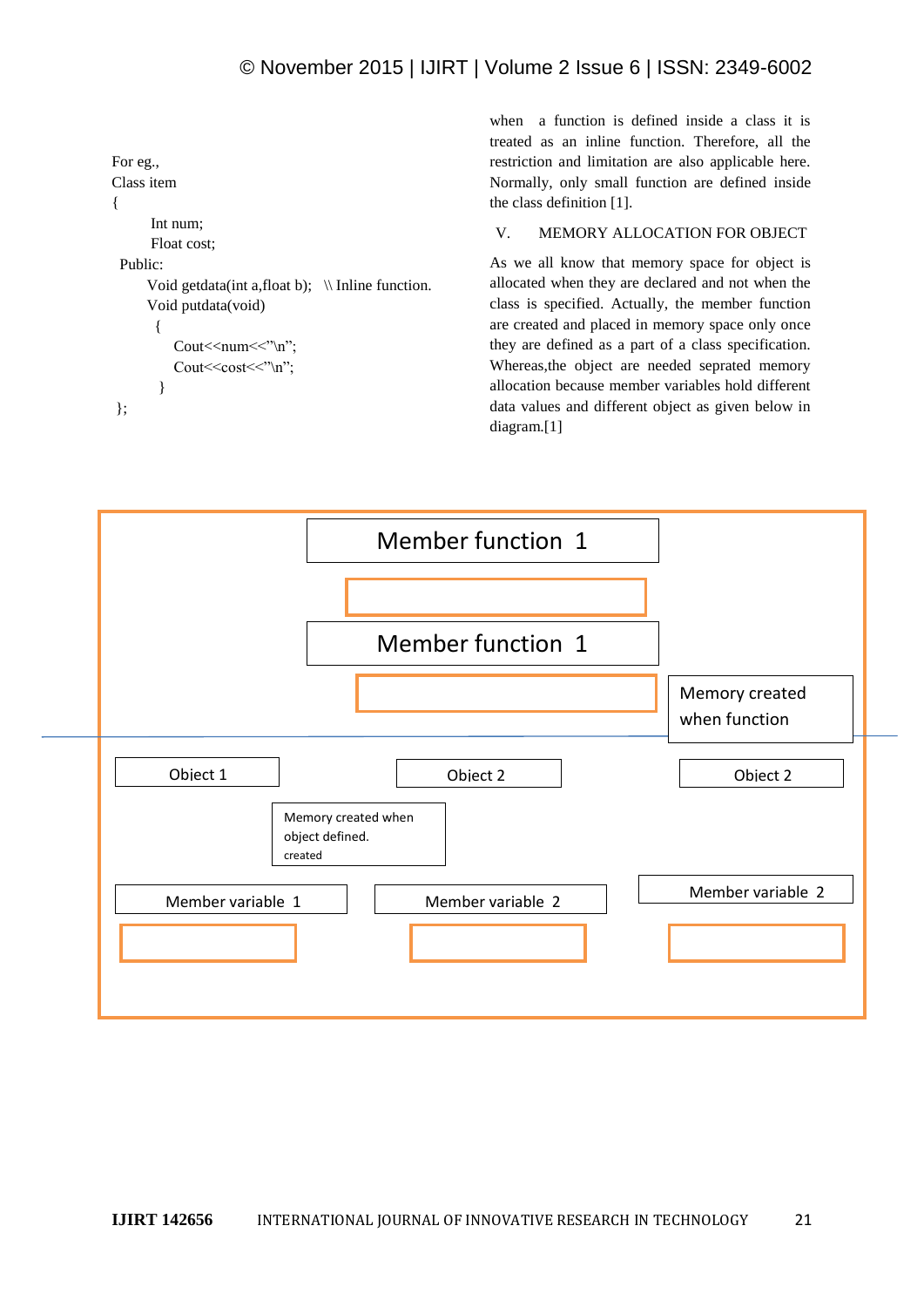For eg.,

```
Class item
{
       Int num;
       Float cost;
 Public:
      Void getdata(int a,float b);   \\ Inline function.
      Void putdata(void)
        {
           Cout<<num<<"\n";
           Cout<<cost<<"\n";
         }
};
```

when a function is defined inside a class it is treated as an inline function. Therefore, all the restriction and limitation are also applicable here. Normally, only small function are defined inside the class definition [1].

## V. MEMORY ALLOCATION FOR OBJECT

As we all know that memory space for object is allocated when they are declared and not when the class is specified. Actually, the member function are created and placed in memory space only once they are defined as a part of a class specification. Whereas,the object are needed seprated memory allocation because member variables hold different data values and different object as given below in diagram.[1]

Member function 1

Member function 1

Memory created when function

Object 1 | Object 2 | Object 2

Memory created when object defined. created

Member variable 1 | Member variable 2 | Member variable 2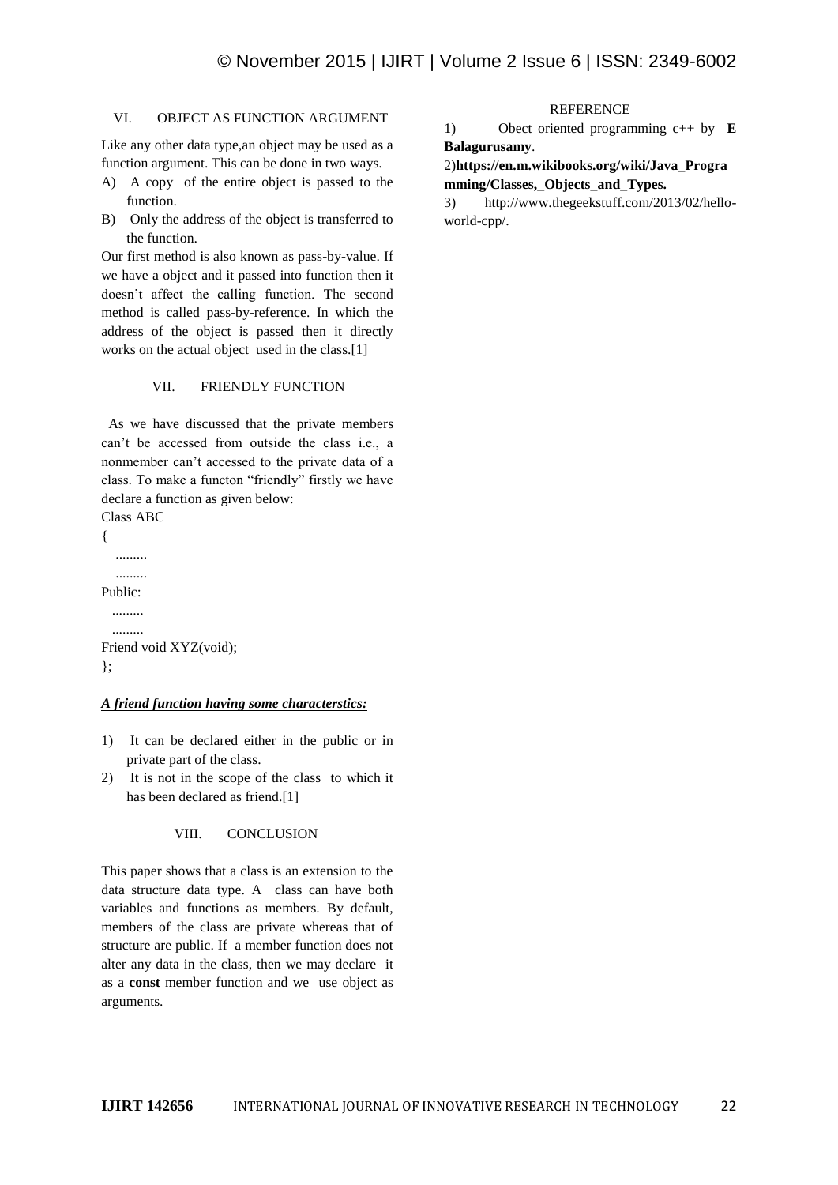## VI. OBJECT AS FUNCTION ARGUMENT

Like any other data type,an object may be used as a function argument. This can be done in two ways.

A) A copy of the entire object is passed to the function.
B) Only the address of the object is transferred to the function.

Our first method is also known as pass-by-value. If we have a object and it passed into function then it doesn't affect the calling function. The second method is called pass-by-reference. In which the address of the object is passed then it directly works on the actual object used in the class.[1]

## VII. FRIENDLY FUNCTION

As we have discussed that the private members can't be accessed from outside the class i.e., a nonmember can't accessed to the private data of a class. To make a functon "friendly" firstly we have declare a function as given below:

```
Class ABC
{
   .........
   .........
Public:
  .........
  .........
Friend void XYZ(void);
};
```

***A friend function having some characterstics:***

1) It can be declared either in the public or in private part of the class.
2) It is not in the scope of the class to which it has been declared as friend.[1]

## VIII. CONCLUSION

This paper shows that a class is an extension to the data structure data type. A class can have both variables and functions as members. By default, members of the class are private whereas that of structure are public. If a member function does not alter any data in the class, then we may declare it as a **const** member function and we use object as arguments.

## REFERENCE

1) Obect oriented programming c++ by **E Balagurusamy**.

2)**https://en.m.wikibooks.org/wiki/Java_Programming/Classes,_Objects_and_Types.**

3) http://www.thegeekstuff.com/2013/02/hello-world-cpp/.